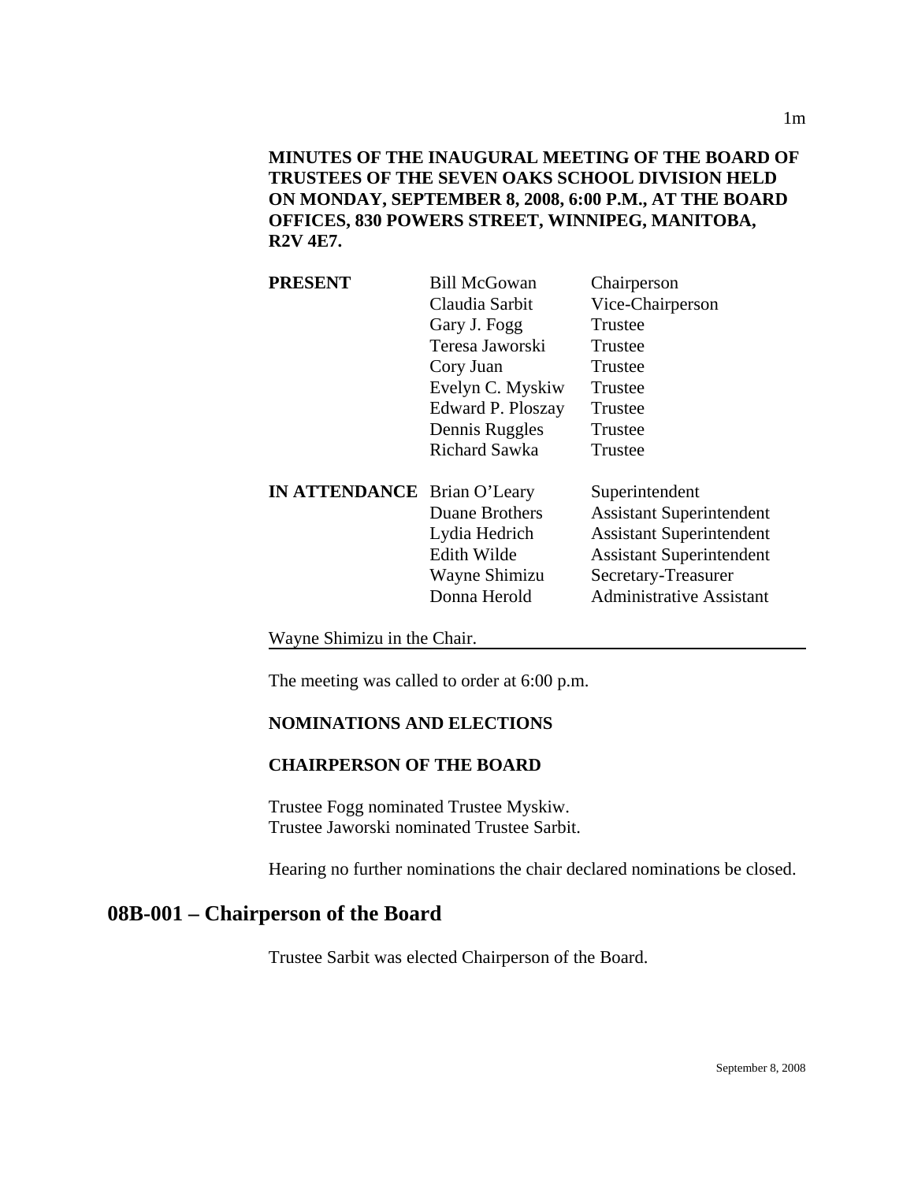**MINUTES OF THE INAUGURAL MEETING OF THE BOARD OF TRUSTEES OF THE SEVEN OAKS SCHOOL DIVISION HELD ON MONDAY, SEPTEMBER 8, 2008, 6:00 P.M., AT THE BOARD OFFICES, 830 POWERS STREET, WINNIPEG, MANITOBA, R2V 4E7.**

| | | |
|---|---|---|
| **PRESENT** | Bill McGowan | Chairperson |
| | Claudia Sarbit | Vice-Chairperson |
| | Gary J. Fogg | Trustee |
| | Teresa Jaworski | Trustee |
| | Cory Juan | Trustee |
| | Evelyn C. Myskiw | Trustee |
| | Edward P. Ploszay | Trustee |
| | Dennis Ruggles | Trustee |
| | Richard Sawka | Trustee |
| **IN ATTENDANCE** | Brian O'Leary | Superintendent |
| | Duane Brothers | Assistant Superintendent |
| | Lydia Hedrich | Assistant Superintendent |
| | Edith Wilde | Assistant Superintendent |
| | Wayne Shimizu | Secretary-Treasurer |
| | Donna Herold | Administrative Assistant |

Wayne Shimizu in the Chair.

The meeting was called to order at 6:00 p.m.

**NOMINATIONS AND ELECTIONS**

**CHAIRPERSON OF THE BOARD**

Trustee Fogg nominated Trustee Myskiw.
Trustee Jaworski nominated Trustee Sarbit.

Hearing no further nominations the chair declared nominations be closed.

## 08B-001 – Chairperson of the Board

Trustee Sarbit was elected Chairperson of the Board.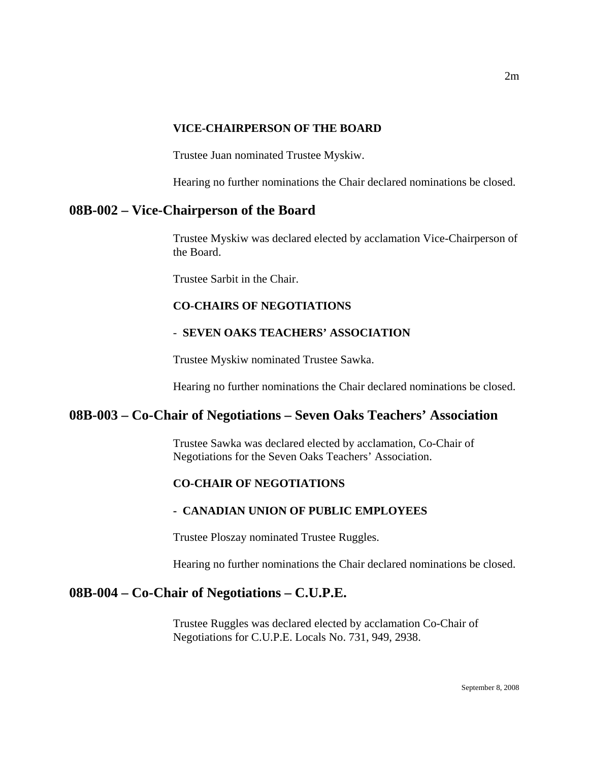**VICE-CHAIRPERSON OF THE BOARD**

Trustee Juan nominated Trustee Myskiw.

Hearing no further nominations the Chair declared nominations be closed.

## 08B-002 – Vice-Chairperson of the Board

Trustee Myskiw was declared elected by acclamation Vice-Chairperson of the Board.

Trustee Sarbit in the Chair.

**CO-CHAIRS OF NEGOTIATIONS**

- **SEVEN OAKS TEACHERS' ASSOCIATION**

Trustee Myskiw nominated Trustee Sawka.

Hearing no further nominations the Chair declared nominations be closed.

## 08B-003 – Co-Chair of Negotiations – Seven Oaks Teachers' Association

Trustee Sawka was declared elected by acclamation, Co-Chair of Negotiations for the Seven Oaks Teachers' Association.

**CO-CHAIR OF NEGOTIATIONS**

- **CANADIAN UNION OF PUBLIC EMPLOYEES**

Trustee Ploszay nominated Trustee Ruggles.

Hearing no further nominations the Chair declared nominations be closed.

## 08B-004 – Co-Chair of Negotiations – C.U.P.E.

Trustee Ruggles was declared elected by acclamation Co-Chair of Negotiations for C.U.P.E. Locals No. 731, 949, 2938.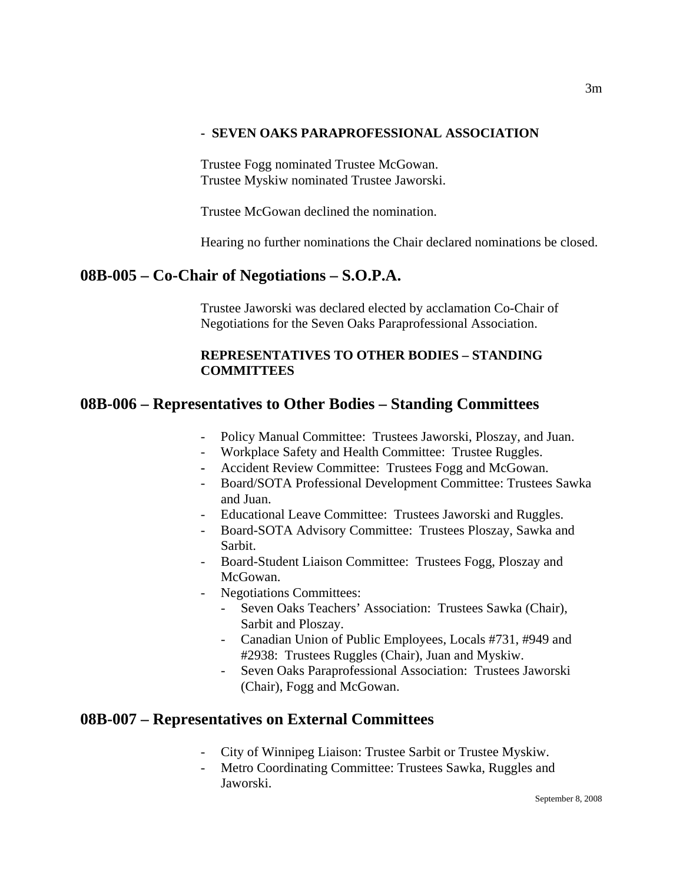**- SEVEN OAKS PARAPROFESSIONAL ASSOCIATION**

Trustee Fogg nominated Trustee McGowan.
Trustee Myskiw nominated Trustee Jaworski.

Trustee McGowan declined the nomination.

Hearing no further nominations the Chair declared nominations be closed.

## 08B-005 – Co-Chair of Negotiations – S.O.P.A.

Trustee Jaworski was declared elected by acclamation Co-Chair of Negotiations for the Seven Oaks Paraprofessional Association.

**REPRESENTATIVES TO OTHER BODIES – STANDING COMMITTEES**

## 08B-006 – Representatives to Other Bodies – Standing Committees

- Policy Manual Committee: Trustees Jaworski, Ploszay, and Juan.
- Workplace Safety and Health Committee: Trustee Ruggles.
- Accident Review Committee: Trustees Fogg and McGowan.
- Board/SOTA Professional Development Committee: Trustees Sawka and Juan.
- Educational Leave Committee: Trustees Jaworski and Ruggles.
- Board-SOTA Advisory Committee: Trustees Ploszay, Sawka and Sarbit.
- Board-Student Liaison Committee: Trustees Fogg, Ploszay and McGowan.
- Negotiations Committees:
  - Seven Oaks Teachers' Association: Trustees Sawka (Chair), Sarbit and Ploszay.
  - Canadian Union of Public Employees, Locals #731, #949 and #2938: Trustees Ruggles (Chair), Juan and Myskiw.
  - Seven Oaks Paraprofessional Association: Trustees Jaworski (Chair), Fogg and McGowan.

## 08B-007 – Representatives on External Committees

- City of Winnipeg Liaison: Trustee Sarbit or Trustee Myskiw.
- Metro Coordinating Committee: Trustees Sawka, Ruggles and Jaworski.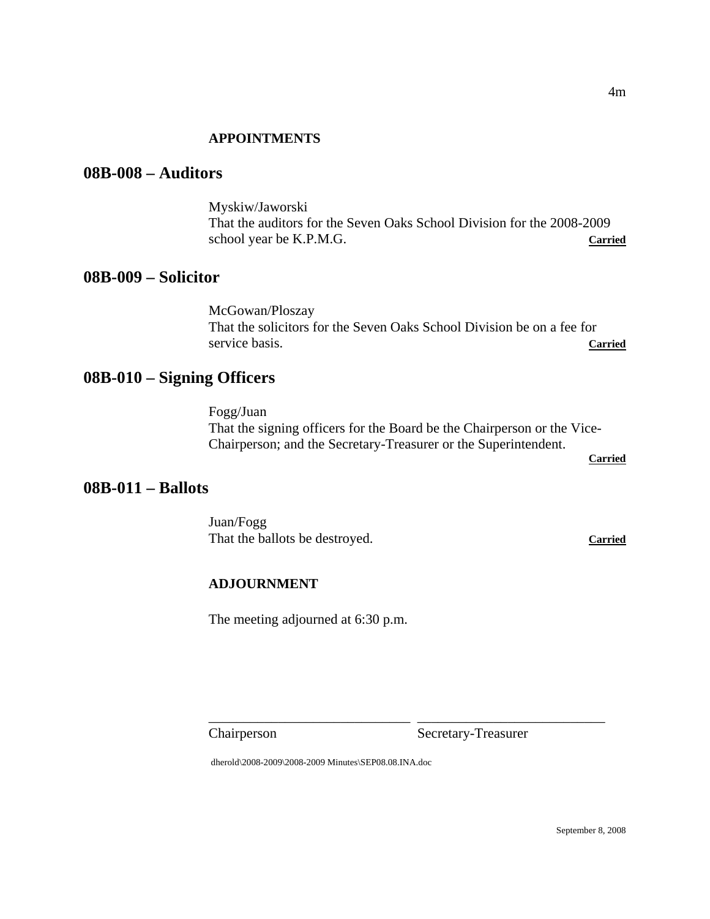**APPOINTMENTS**

## 08B-008 – Auditors

Myskiw/Jaworski
That the auditors for the Seven Oaks School Division for the 2008-2009 school year be K.P.M.G. **Carried**

## 08B-009 – Solicitor

McGowan/Ploszay
That the solicitors for the Seven Oaks School Division be on a fee for service basis. **Carried**

## 08B-010 – Signing Officers

Fogg/Juan
That the signing officers for the Board be the Chairperson or the Vice-Chairperson; and the Secretary-Treasurer or the Superintendent.
**Carried**

## 08B-011 – Ballots

Juan/Fogg
That the ballots be destroyed. **Carried**

**ADJOURNMENT**

The meeting adjourned at 6:30 p.m.

\_\_\_\_\_\_\_\_\_\_\_\_\_\_\_\_\_\_\_\_\_\_\_\_\_\_\_\_\_\_ \_\_\_\_\_\_\_\_\_\_\_\_\_\_\_\_\_\_\_\_\_\_\_\_\_\_\_\_
Chairperson Secretary-Treasurer

dherold\2008-2009\2008-2009 Minutes\SEP08.08.INA.doc